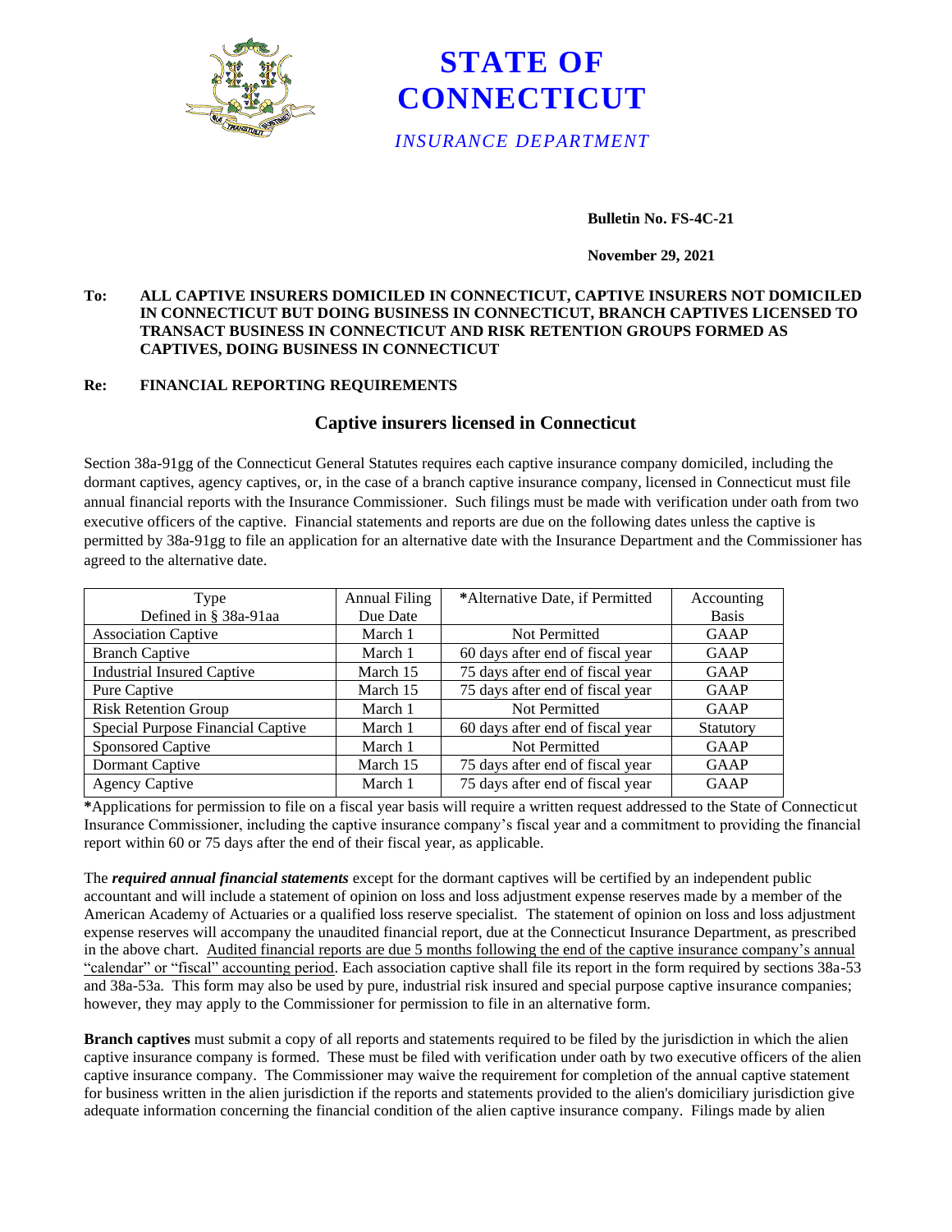# STATE OF CONNECTICUT

*INSURANCE DEPARTMENT*

**Bulletin No. FS-4C-21**

**November 29, 2021**

**To: ALL CAPTIVE INSURERS DOMICILED IN CONNECTICUT, CAPTIVE INSURERS NOT DOMICILED IN CONNECTICUT BUT DOING BUSINESS IN CONNECTICUT, BRANCH CAPTIVES LICENSED TO TRANSACT BUSINESS IN CONNECTICUT AND RISK RETENTION GROUPS FORMED AS CAPTIVES, DOING BUSINESS IN CONNECTICUT**

**Re: FINANCIAL REPORTING REQUIREMENTS**

## Captive insurers licensed in Connecticut

Section 38a-91gg of the Connecticut General Statutes requires each captive insurance company domiciled, including the dormant captives, agency captives, or, in the case of a branch captive insurance company, licensed in Connecticut must file annual financial reports with the Insurance Commissioner. Such filings must be made with verification under oath from two executive officers of the captive. Financial statements and reports are due on the following dates unless the captive is permitted by 38a-91gg to file an application for an alternative date with the Insurance Department and the Commissioner has agreed to the alternative date.

| Type Defined in § 38a-91aa | Annual Filing Due Date | *Alternative Date, if Permitted | Accounting Basis |
|---|---|---|---|
| Association Captive | March 1 | Not Permitted | GAAP |
| Branch Captive | March 1 | 60 days after end of fiscal year | GAAP |
| Industrial Insured Captive | March 15 | 75 days after end of fiscal year | GAAP |
| Pure Captive | March 15 | 75 days after end of fiscal year | GAAP |
| Risk Retention Group | March 1 | Not Permitted | GAAP |
| Special Purpose Financial Captive | March 1 | 60 days after end of fiscal year | Statutory |
| Sponsored Captive | March 1 | Not Permitted | GAAP |
| Dormant Captive | March 15 | 75 days after end of fiscal year | GAAP |
| Agency Captive | March 1 | 75 days after end of fiscal year | GAAP |

**\***Applications for permission to file on a fiscal year basis will require a written request addressed to the State of Connecticut Insurance Commissioner, including the captive insurance company's fiscal year and a commitment to providing the financial report within 60 or 75 days after the end of their fiscal year, as applicable.

The ***required annual financial statements*** except for the dormant captives will be certified by an independent public accountant and will include a statement of opinion on loss and loss adjustment expense reserves made by a member of the American Academy of Actuaries or a qualified loss reserve specialist. The statement of opinion on loss and loss adjustment expense reserves will accompany the unaudited financial report, due at the Connecticut Insurance Department, as prescribed in the above chart. Audited financial reports are due 5 months following the end of the captive insurance company's annual "calendar" or "fiscal" accounting period. Each association captive shall file its report in the form required by sections 38a-53 and 38a-53a. This form may also be used by pure, industrial risk insured and special purpose captive insurance companies; however, they may apply to the Commissioner for permission to file in an alternative form.

**Branch captives** must submit a copy of all reports and statements required to be filed by the jurisdiction in which the alien captive insurance company is formed. These must be filed with verification under oath by two executive officers of the alien captive insurance company. The Commissioner may waive the requirement for completion of the annual captive statement for business written in the alien jurisdiction if the reports and statements provided to the alien's domiciliary jurisdiction give adequate information concerning the financial condition of the alien captive insurance company. Filings made by alien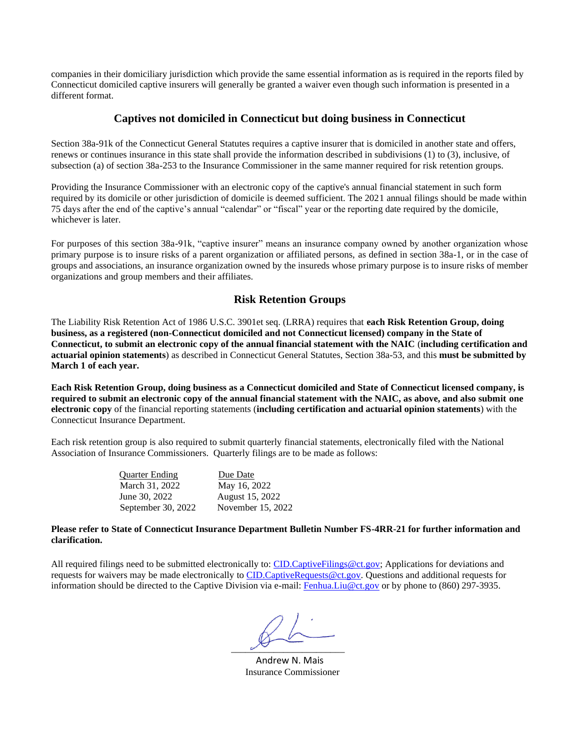companies in their domiciliary jurisdiction which provide the same essential information as is required in the reports filed by Connecticut domiciled captive insurers will generally be granted a waiver even though such information is presented in a different format.

## Captives not domiciled in Connecticut but doing business in Connecticut

Section 38a-91k of the Connecticut General Statutes requires a captive insurer that is domiciled in another state and offers, renews or continues insurance in this state shall provide the information described in subdivisions (1) to (3), inclusive, of subsection (a) of section 38a-253 to the Insurance Commissioner in the same manner required for risk retention groups.

Providing the Insurance Commissioner with an electronic copy of the captive's annual financial statement in such form required by its domicile or other jurisdiction of domicile is deemed sufficient. The 2021 annual filings should be made within 75 days after the end of the captive's annual "calendar" or "fiscal" year or the reporting date required by the domicile, whichever is later.

For purposes of this section 38a-91k, "captive insurer" means an insurance company owned by another organization whose primary purpose is to insure risks of a parent organization or affiliated persons, as defined in section 38a-1, or in the case of groups and associations, an insurance organization owned by the insureds whose primary purpose is to insure risks of member organizations and group members and their affiliates.

## Risk Retention Groups

The Liability Risk Retention Act of 1986 U.S.C. 3901et seq. (LRRA) requires that **each Risk Retention Group, doing business, as a registered (non-Connecticut domiciled and not Connecticut licensed) company in the State of Connecticut, to submit an electronic copy of the annual financial statement with the NAIC** (**including certification and actuarial opinion statements**) as described in Connecticut General Statutes, Section 38a-53, and this **must be submitted by March 1 of each year.**

**Each Risk Retention Group, doing business as a Connecticut domiciled and State of Connecticut licensed company, is required to submit an electronic copy of the annual financial statement with the NAIC, as above, and also submit one electronic copy** of the financial reporting statements (**including certification and actuarial opinion statements**) with the Connecticut Insurance Department.

Each risk retention group is also required to submit quarterly financial statements, electronically filed with the National Association of Insurance Commissioners. Quarterly filings are to be made as follows:

| Quarter Ending | Due Date |
|---|---|
| March 31, 2022 | May 16, 2022 |
| June 30, 2022 | August 15, 2022 |
| September 30, 2022 | November 15, 2022 |

**Please refer to State of Connecticut Insurance Department Bulletin Number FS-4RR-21 for further information and clarification.**

All required filings need to be submitted electronically to: CID.CaptiveFilings@ct.gov; Applications for deviations and requests for waivers may be made electronically to CID.CaptiveRequests@ct.gov. Questions and additional requests for information should be directed to the Captive Division via e-mail: Fenhua.Liu@ct.gov or by phone to (860) 297-3935.

Andrew N. Mais
Insurance Commissioner